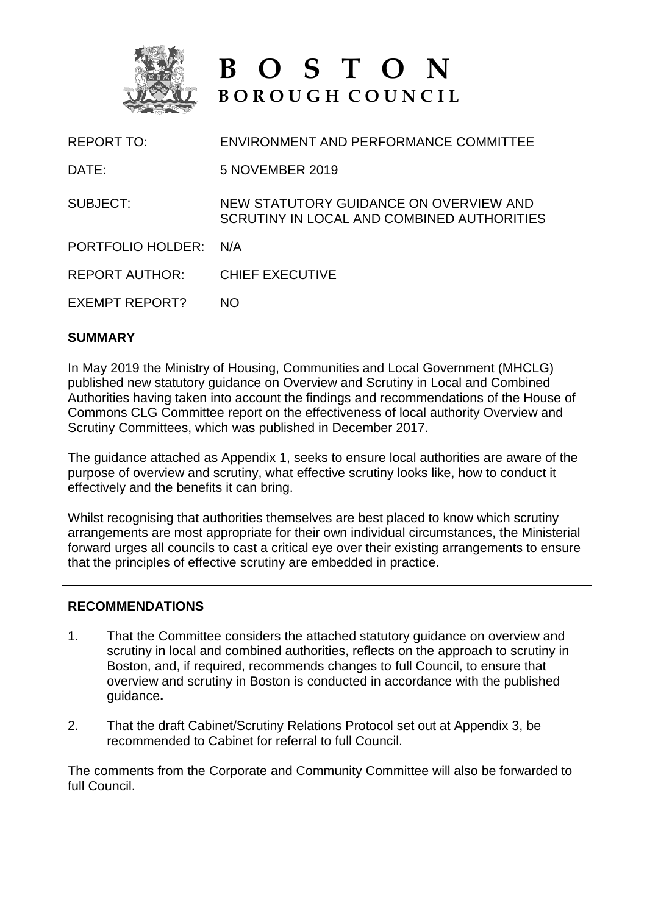# BOSTON
## BOROUGH COUNCIL

| | |
|---|---|
| REPORT TO: | ENVIRONMENT AND PERFORMANCE COMMITTEE |
| DATE: | 5 NOVEMBER 2019 |
| SUBJECT: | NEW STATUTORY GUIDANCE ON OVERVIEW AND SCRUTINY IN LOCAL AND COMBINED AUTHORITIES |
| PORTFOLIO HOLDER: | N/A |
| REPORT AUTHOR: | CHIEF EXECUTIVE |
| EXEMPT REPORT? | NO |

**SUMMARY**

In May 2019 the Ministry of Housing, Communities and Local Government (MHCLG) published new statutory guidance on Overview and Scrutiny in Local and Combined Authorities having taken into account the findings and recommendations of the House of Commons CLG Committee report on the effectiveness of local authority Overview and Scrutiny Committees, which was published in December 2017.

The guidance attached as Appendix 1, seeks to ensure local authorities are aware of the purpose of overview and scrutiny, what effective scrutiny looks like, how to conduct it effectively and the benefits it can bring.

Whilst recognising that authorities themselves are best placed to know which scrutiny arrangements are most appropriate for their own individual circumstances, the Ministerial forward urges all councils to cast a critical eye over their existing arrangements to ensure that the principles of effective scrutiny are embedded in practice.

**RECOMMENDATIONS**

1. That the Committee considers the attached statutory guidance on overview and scrutiny in local and combined authorities, reflects on the approach to scrutiny in Boston, and, if required, recommends changes to full Council, to ensure that overview and scrutiny in Boston is conducted in accordance with the published guidance**.**

2. That the draft Cabinet/Scrutiny Relations Protocol set out at Appendix 3, be recommended to Cabinet for referral to full Council.

The comments from the Corporate and Community Committee will also be forwarded to full Council.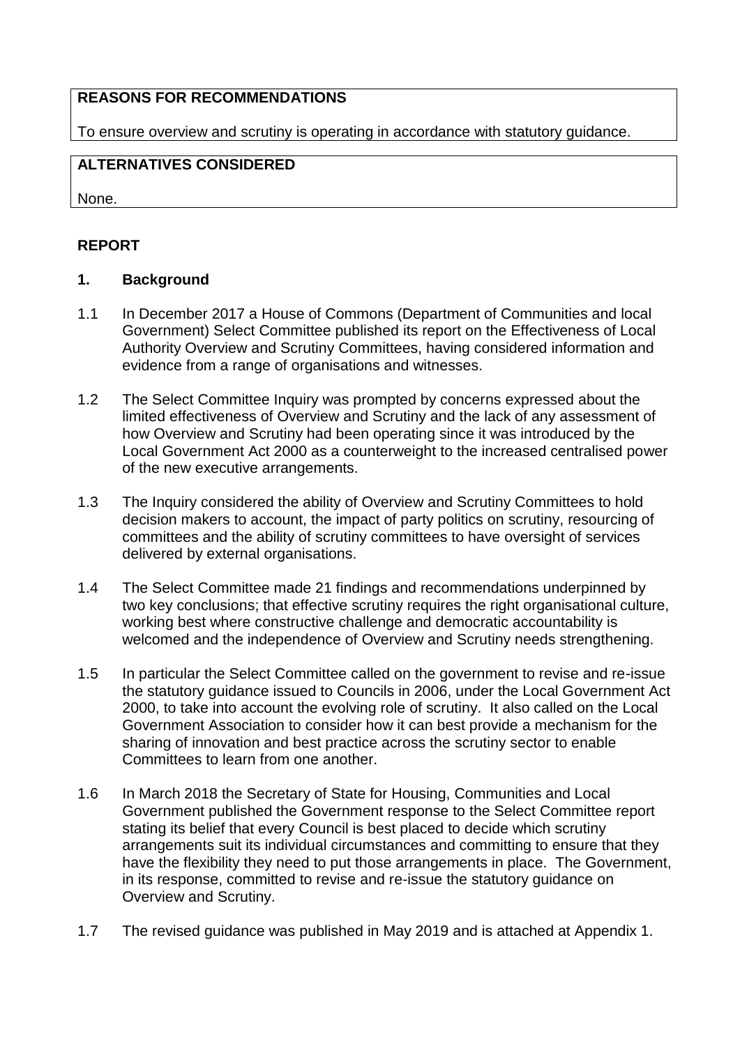**REASONS FOR RECOMMENDATIONS**

To ensure overview and scrutiny is operating in accordance with statutory guidance.

**ALTERNATIVES CONSIDERED**

None.

## REPORT

### 1. Background

1.1 In December 2017 a House of Commons (Department of Communities and local Government) Select Committee published its report on the Effectiveness of Local Authority Overview and Scrutiny Committees, having considered information and evidence from a range of organisations and witnesses.

1.2 The Select Committee Inquiry was prompted by concerns expressed about the limited effectiveness of Overview and Scrutiny and the lack of any assessment of how Overview and Scrutiny had been operating since it was introduced by the Local Government Act 2000 as a counterweight to the increased centralised power of the new executive arrangements.

1.3 The Inquiry considered the ability of Overview and Scrutiny Committees to hold decision makers to account, the impact of party politics on scrutiny, resourcing of committees and the ability of scrutiny committees to have oversight of services delivered by external organisations.

1.4 The Select Committee made 21 findings and recommendations underpinned by two key conclusions; that effective scrutiny requires the right organisational culture, working best where constructive challenge and democratic accountability is welcomed and the independence of Overview and Scrutiny needs strengthening.

1.5 In particular the Select Committee called on the government to revise and re-issue the statutory guidance issued to Councils in 2006, under the Local Government Act 2000, to take into account the evolving role of scrutiny. It also called on the Local Government Association to consider how it can best provide a mechanism for the sharing of innovation and best practice across the scrutiny sector to enable Committees to learn from one another.

1.6 In March 2018 the Secretary of State for Housing, Communities and Local Government published the Government response to the Select Committee report stating its belief that every Council is best placed to decide which scrutiny arrangements suit its individual circumstances and committing to ensure that they have the flexibility they need to put those arrangements in place. The Government, in its response, committed to revise and re-issue the statutory guidance on Overview and Scrutiny.

1.7 The revised guidance was published in May 2019 and is attached at Appendix 1.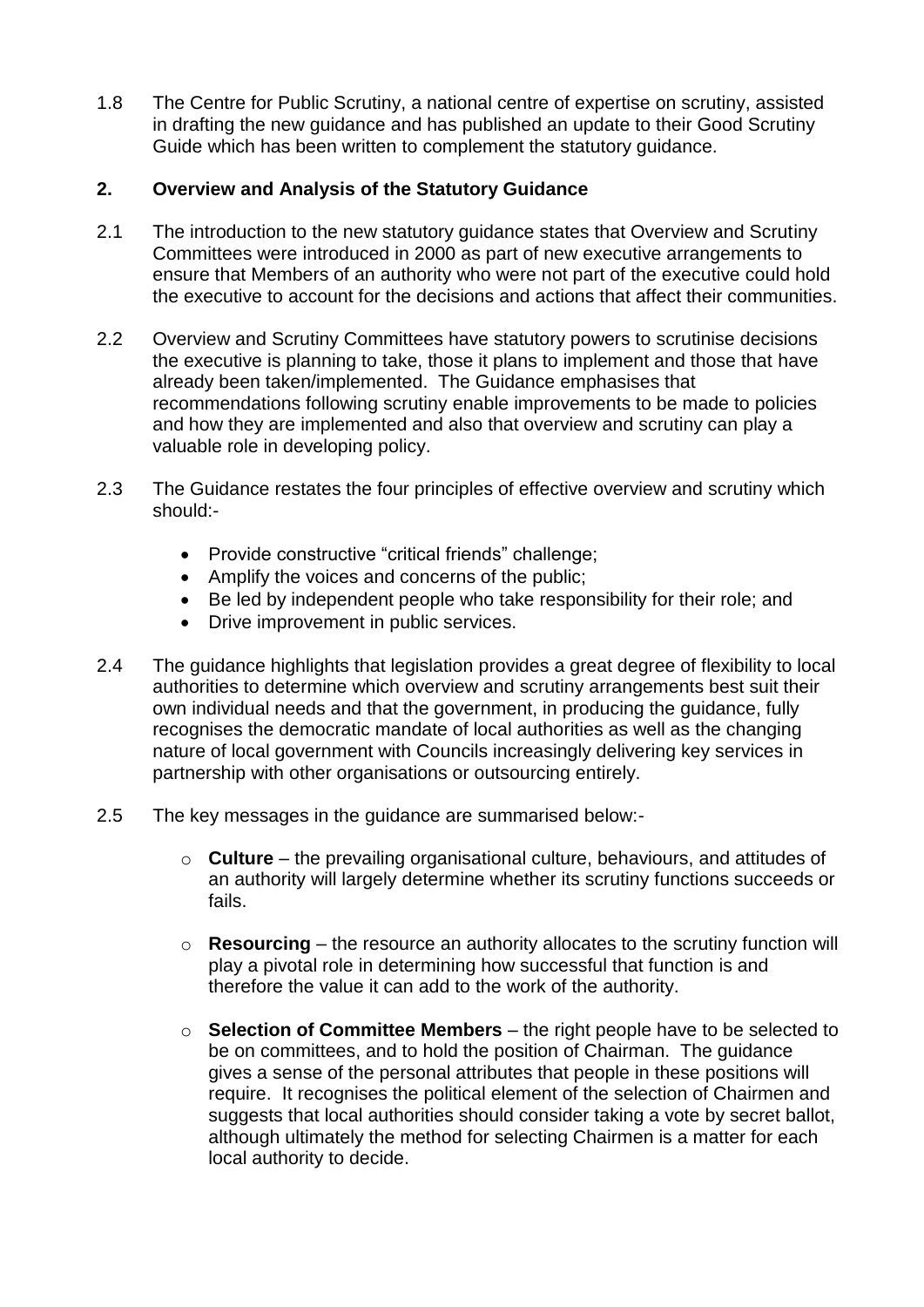1.8 The Centre for Public Scrutiny, a national centre of expertise on scrutiny, assisted in drafting the new guidance and has published an update to their Good Scrutiny Guide which has been written to complement the statutory guidance.

## 2. Overview and Analysis of the Statutory Guidance

2.1 The introduction to the new statutory guidance states that Overview and Scrutiny Committees were introduced in 2000 as part of new executive arrangements to ensure that Members of an authority who were not part of the executive could hold the executive to account for the decisions and actions that affect their communities.

2.2 Overview and Scrutiny Committees have statutory powers to scrutinise decisions the executive is planning to take, those it plans to implement and those that have already been taken/implemented. The Guidance emphasises that recommendations following scrutiny enable improvements to be made to policies and how they are implemented and also that overview and scrutiny can play a valuable role in developing policy.

2.3 The Guidance restates the four principles of effective overview and scrutiny which should:-

- Provide constructive "critical friends" challenge;
- Amplify the voices and concerns of the public;
- Be led by independent people who take responsibility for their role; and
- Drive improvement in public services.

2.4 The guidance highlights that legislation provides a great degree of flexibility to local authorities to determine which overview and scrutiny arrangements best suit their own individual needs and that the government, in producing the guidance, fully recognises the democratic mandate of local authorities as well as the changing nature of local government with Councils increasingly delivering key services in partnership with other organisations or outsourcing entirely.

2.5 The key messages in the guidance are summarised below:-

- **Culture** – the prevailing organisational culture, behaviours, and attitudes of an authority will largely determine whether its scrutiny functions succeeds or fails.

- **Resourcing** – the resource an authority allocates to the scrutiny function will play a pivotal role in determining how successful that function is and therefore the value it can add to the work of the authority.

- **Selection of Committee Members** – the right people have to be selected to be on committees, and to hold the position of Chairman. The guidance gives a sense of the personal attributes that people in these positions will require. It recognises the political element of the selection of Chairmen and suggests that local authorities should consider taking a vote by secret ballot, although ultimately the method for selecting Chairmen is a matter for each local authority to decide.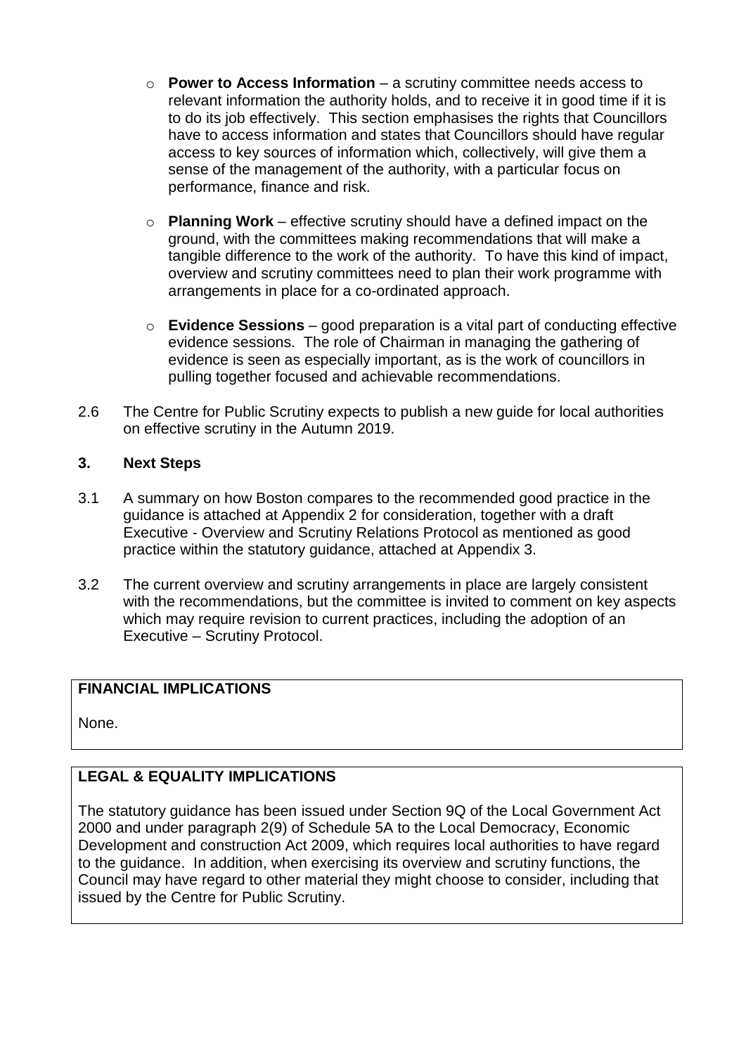- **Power to Access Information** – a scrutiny committee needs access to relevant information the authority holds, and to receive it in good time if it is to do its job effectively. This section emphasises the rights that Councillors have to access information and states that Councillors should have regular access to key sources of information which, collectively, will give them a sense of the management of the authority, with a particular focus on performance, finance and risk.

- **Planning Work** – effective scrutiny should have a defined impact on the ground, with the committees making recommendations that will make a tangible difference to the work of the authority. To have this kind of impact, overview and scrutiny committees need to plan their work programme with arrangements in place for a co-ordinated approach.

- **Evidence Sessions** – good preparation is a vital part of conducting effective evidence sessions. The role of Chairman in managing the gathering of evidence is seen as especially important, as is the work of councillors in pulling together focused and achievable recommendations.

2.6 The Centre for Public Scrutiny expects to publish a new guide for local authorities on effective scrutiny in the Autumn 2019.

## 3. Next Steps

3.1 A summary on how Boston compares to the recommended good practice in the guidance is attached at Appendix 2 for consideration, together with a draft Executive - Overview and Scrutiny Relations Protocol as mentioned as good practice within the statutory guidance, attached at Appendix 3.

3.2 The current overview and scrutiny arrangements in place are largely consistent with the recommendations, but the committee is invited to comment on key aspects which may require revision to current practices, including the adoption of an Executive – Scrutiny Protocol.

**FINANCIAL IMPLICATIONS**

None.

**LEGAL & EQUALITY IMPLICATIONS**

The statutory guidance has been issued under Section 9Q of the Local Government Act 2000 and under paragraph 2(9) of Schedule 5A to the Local Democracy, Economic Development and construction Act 2009, which requires local authorities to have regard to the guidance. In addition, when exercising its overview and scrutiny functions, the Council may have regard to other material they might choose to consider, including that issued by the Centre for Public Scrutiny.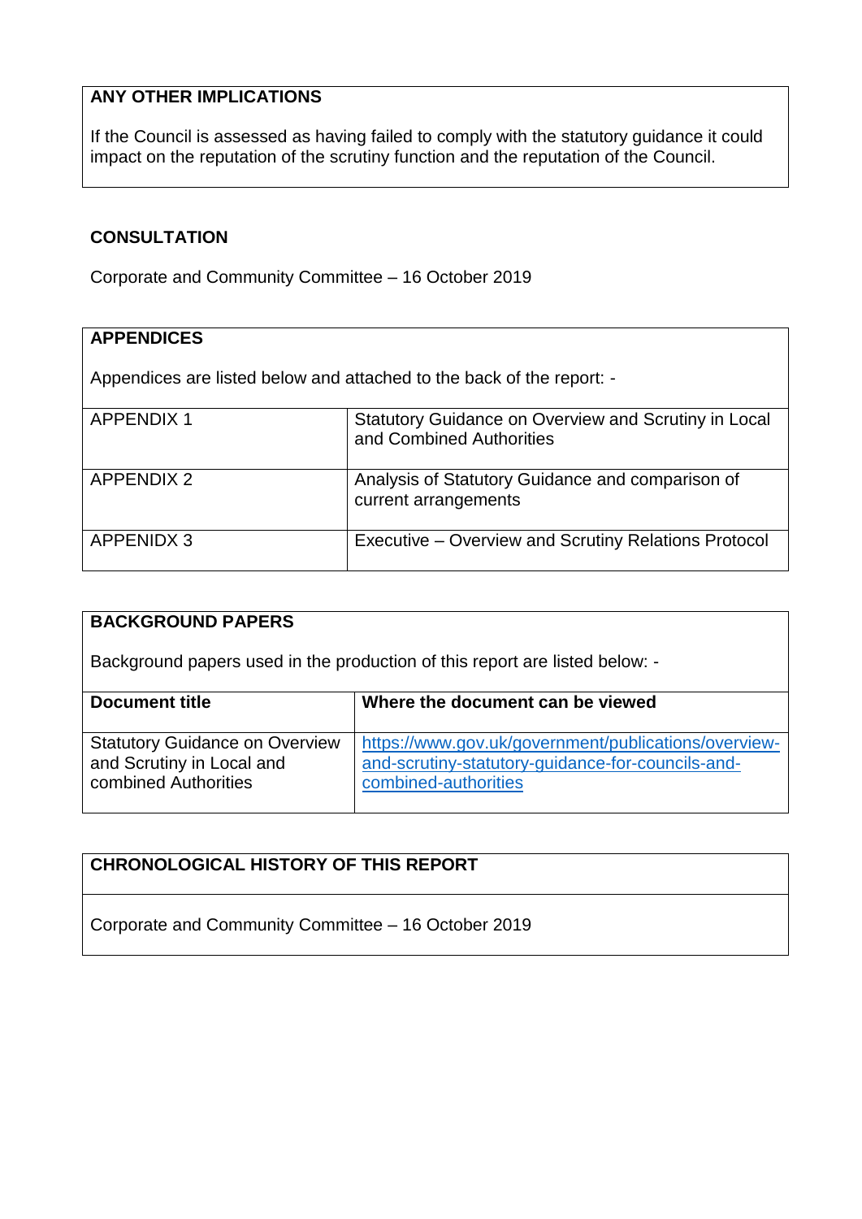## ANY OTHER IMPLICATIONS

If the Council is assessed as having failed to comply with the statutory guidance it could impact on the reputation of the scrutiny function and the reputation of the Council.

## CONSULTATION

Corporate and Community Committee – 16 October 2019

## APPENDICES

Appendices are listed below and attached to the back of the report: -

| | |
|---|---|
| APPENDIX 1 | Statutory Guidance on Overview and Scrutiny in Local and Combined Authorities |
| APPENDIX 2 | Analysis of Statutory Guidance and comparison of current arrangements |
| APPENIDX 3 | Executive – Overview and Scrutiny Relations Protocol |

## BACKGROUND PAPERS

Background papers used in the production of this report are listed below: -

| Document title | Where the document can be viewed |
|---|---|
| Statutory Guidance on Overview and Scrutiny in Local and combined Authorities | https://www.gov.uk/government/publications/overview-and-scrutiny-statutory-guidance-for-councils-and-combined-authorities |

## CHRONOLOGICAL HISTORY OF THIS REPORT

Corporate and Community Committee – 16 October 2019